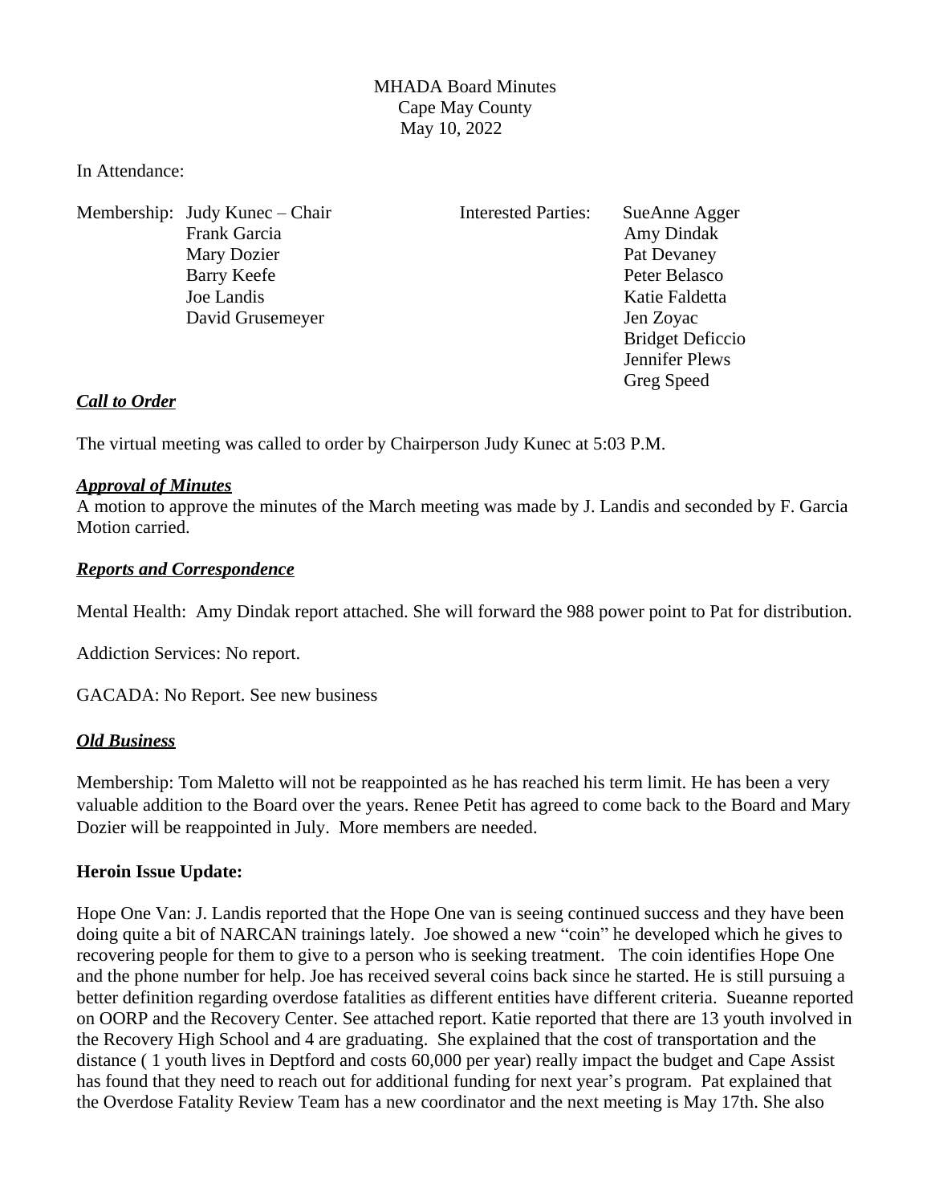MHADA Board Minutes
Cape May County
May 10, 2022

In Attendance:

| Membership: | Interested Parties: |
|---|---|
| Judy Kunec – Chair | SueAnne Agger |
| Frank Garcia | Amy Dindak |
| Mary Dozier | Pat Devaney |
| Barry Keefe | Peter Belasco |
| Joe Landis | Katie Faldetta |
| David Grusemeyer | Jen Zoyac |
| | Bridget Deficcio |
| | Jennifer Plews |
| | Greg Speed |

***Call to Order***

The virtual meeting was called to order by Chairperson Judy Kunec at 5:03 P.M.

***Approval of Minutes***

A motion to approve the minutes of the March meeting was made by J. Landis and seconded by F. Garcia Motion carried.

***Reports and Correspondence***

Mental Health: Amy Dindak report attached. She will forward the 988 power point to Pat for distribution.

Addiction Services: No report.

GACADA: No Report. See new business

***Old Business***

Membership: Tom Maletto will not be reappointed as he has reached his term limit. He has been a very valuable addition to the Board over the years. Renee Petit has agreed to come back to the Board and Mary Dozier will be reappointed in July. More members are needed.

**Heroin Issue Update:**

Hope One Van: J. Landis reported that the Hope One van is seeing continued success and they have been doing quite a bit of NARCAN trainings lately. Joe showed a new "coin" he developed which he gives to recovering people for them to give to a person who is seeking treatment. The coin identifies Hope One and the phone number for help. Joe has received several coins back since he started. He is still pursuing a better definition regarding overdose fatalities as different entities have different criteria. Sueanne reported on OORP and the Recovery Center. See attached report. Katie reported that there are 13 youth involved in the Recovery High School and 4 are graduating. She explained that the cost of transportation and the distance ( 1 youth lives in Deptford and costs 60,000 per year) really impact the budget and Cape Assist has found that they need to reach out for additional funding for next year's program. Pat explained that the Overdose Fatality Review Team has a new coordinator and the next meeting is May 17th. She also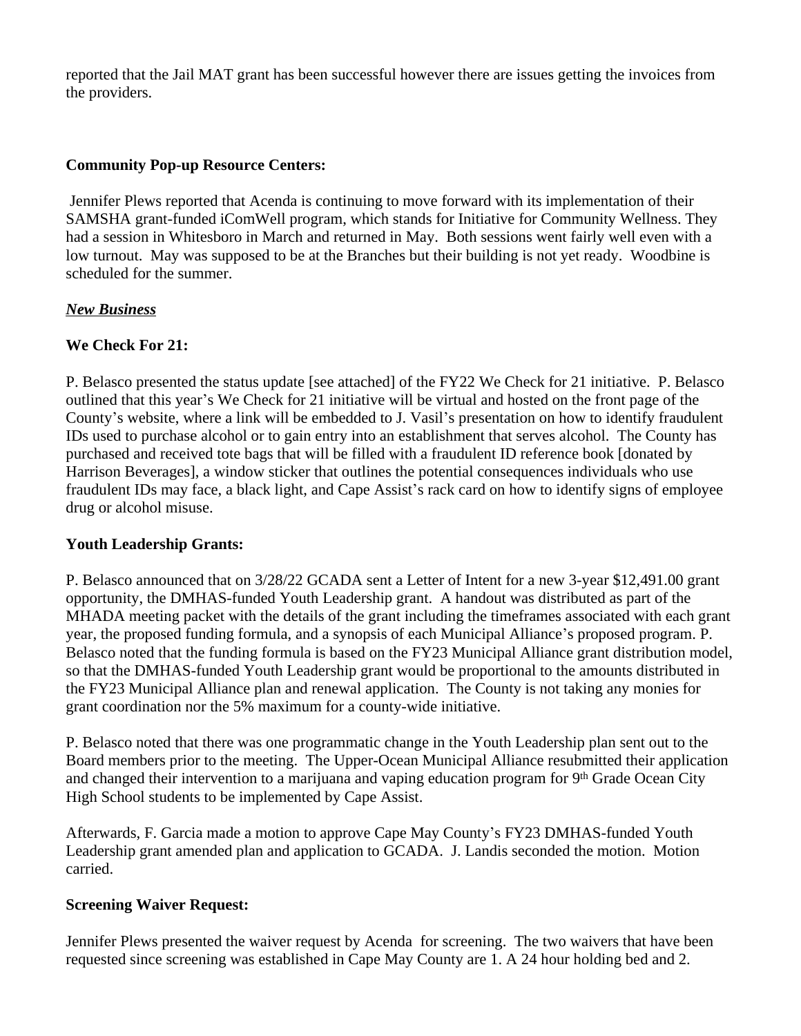reported that the Jail MAT grant has been successful however there are issues getting the invoices from the providers.

**Community Pop-up Resource Centers:**

Jennifer Plews reported that Acenda is continuing to move forward with its implementation of their SAMSHA grant-funded iComWell program, which stands for Initiative for Community Wellness. They had a session in Whitesboro in March and returned in May. Both sessions went fairly well even with a low turnout. May was supposed to be at the Branches but their building is not yet ready. Woodbine is scheduled for the summer.

***New Business***

**We Check For 21:**

P. Belasco presented the status update [see attached] of the FY22 We Check for 21 initiative. P. Belasco outlined that this year's We Check for 21 initiative will be virtual and hosted on the front page of the County's website, where a link will be embedded to J. Vasil's presentation on how to identify fraudulent IDs used to purchase alcohol or to gain entry into an establishment that serves alcohol. The County has purchased and received tote bags that will be filled with a fraudulent ID reference book [donated by Harrison Beverages], a window sticker that outlines the potential consequences individuals who use fraudulent IDs may face, a black light, and Cape Assist's rack card on how to identify signs of employee drug or alcohol misuse.

**Youth Leadership Grants:**

P. Belasco announced that on 3/28/22 GCADA sent a Letter of Intent for a new 3-year $12,491.00 grant opportunity, the DMHAS-funded Youth Leadership grant. A handout was distributed as part of the MHADA meeting packet with the details of the grant including the timeframes associated with each grant year, the proposed funding formula, and a synopsis of each Municipal Alliance's proposed program. P. Belasco noted that the funding formula is based on the FY23 Municipal Alliance grant distribution model, so that the DMHAS-funded Youth Leadership grant would be proportional to the amounts distributed in the FY23 Municipal Alliance plan and renewal application. The County is not taking any monies for grant coordination nor the 5% maximum for a county-wide initiative.

P. Belasco noted that there was one programmatic change in the Youth Leadership plan sent out to the Board members prior to the meeting. The Upper-Ocean Municipal Alliance resubmitted their application and changed their intervention to a marijuana and vaping education program for 9th Grade Ocean City High School students to be implemented by Cape Assist.

Afterwards, F. Garcia made a motion to approve Cape May County's FY23 DMHAS-funded Youth Leadership grant amended plan and application to GCADA. J. Landis seconded the motion. Motion carried.

**Screening Waiver Request:**

Jennifer Plews presented the waiver request by Acenda for screening. The two waivers that have been requested since screening was established in Cape May County are 1. A 24 hour holding bed and 2.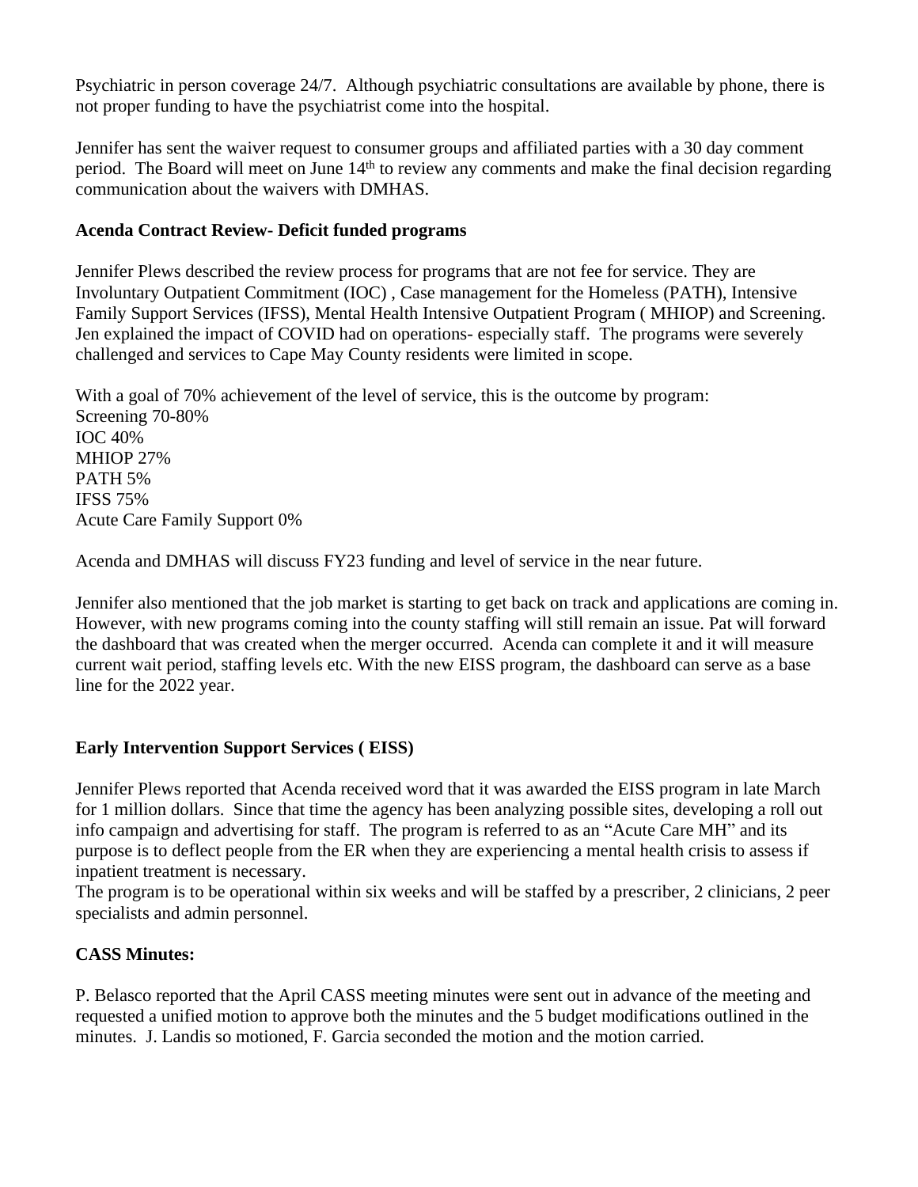Psychiatric in person coverage 24/7. Although psychiatric consultations are available by phone, there is not proper funding to have the psychiatrist come into the hospital.

Jennifer has sent the waiver request to consumer groups and affiliated parties with a 30 day comment period. The Board will meet on June 14th to review any comments and make the final decision regarding communication about the waivers with DMHAS.

**Acenda Contract Review- Deficit funded programs**

Jennifer Plews described the review process for programs that are not fee for service. They are Involuntary Outpatient Commitment (IOC) , Case management for the Homeless (PATH), Intensive Family Support Services (IFSS), Mental Health Intensive Outpatient Program ( MHIOP) and Screening. Jen explained the impact of COVID had on operations- especially staff. The programs were severely challenged and services to Cape May County residents were limited in scope.

With a goal of 70% achievement of the level of service, this is the outcome by program:
Screening 70-80%
IOC 40%
MHIOP 27%
PATH 5%
IFSS 75%
Acute Care Family Support 0%

Acenda and DMHAS will discuss FY23 funding and level of service in the near future.

Jennifer also mentioned that the job market is starting to get back on track and applications are coming in. However, with new programs coming into the county staffing will still remain an issue. Pat will forward the dashboard that was created when the merger occurred. Acenda can complete it and it will measure current wait period, staffing levels etc. With the new EISS program, the dashboard can serve as a base line for the 2022 year.

**Early Intervention Support Services ( EISS)**

Jennifer Plews reported that Acenda received word that it was awarded the EISS program in late March for 1 million dollars. Since that time the agency has been analyzing possible sites, developing a roll out info campaign and advertising for staff. The program is referred to as an "Acute Care MH" and its purpose is to deflect people from the ER when they are experiencing a mental health crisis to assess if inpatient treatment is necessary.
The program is to be operational within six weeks and will be staffed by a prescriber, 2 clinicians, 2 peer specialists and admin personnel.

**CASS Minutes:**

P. Belasco reported that the April CASS meeting minutes were sent out in advance of the meeting and requested a unified motion to approve both the minutes and the 5 budget modifications outlined in the minutes. J. Landis so motioned, F. Garcia seconded the motion and the motion carried.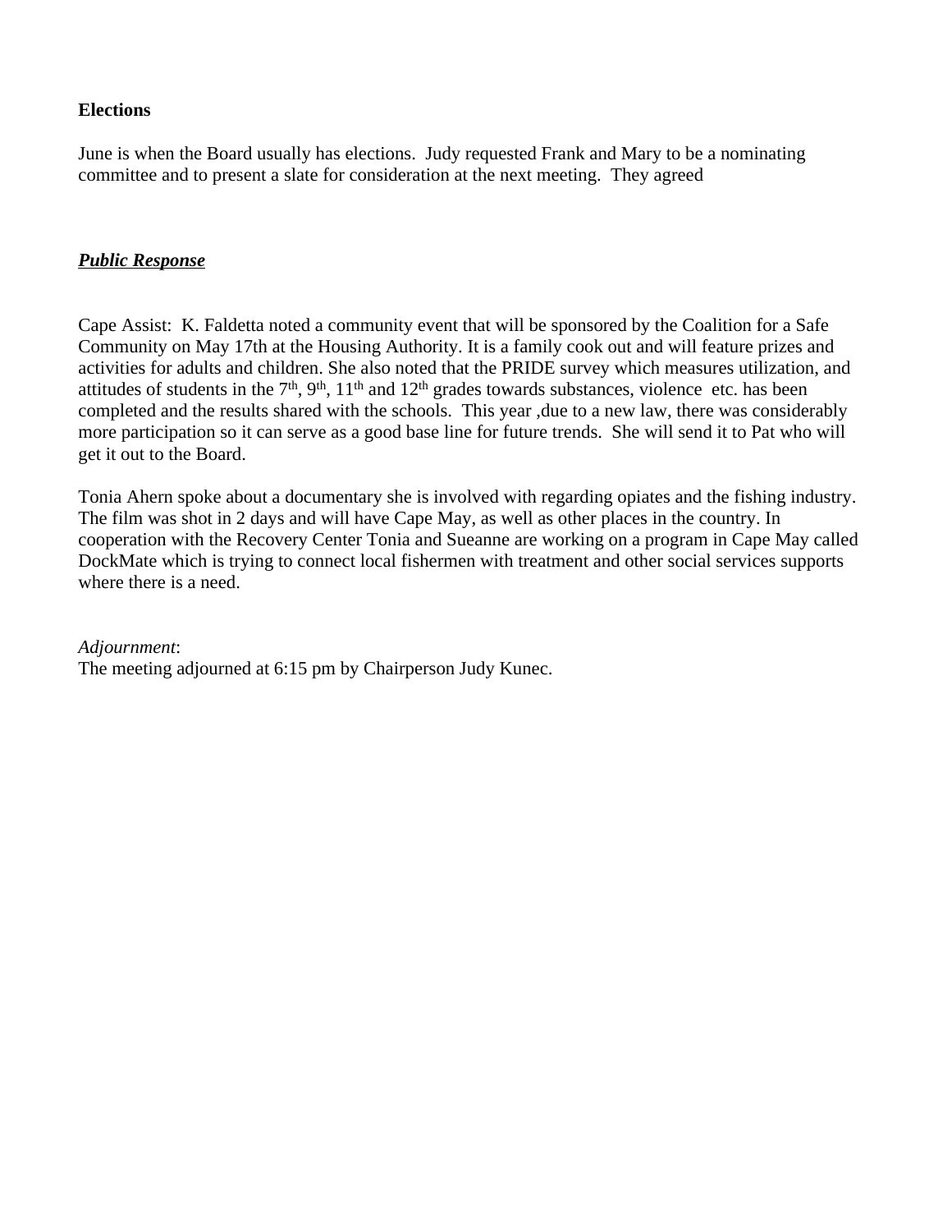**Elections**

June is when the Board usually has elections. Judy requested Frank and Mary to be a nominating committee and to present a slate for consideration at the next meeting. They agreed

***Public Response***

Cape Assist: K. Faldetta noted a community event that will be sponsored by the Coalition for a Safe Community on May 17th at the Housing Authority. It is a family cook out and will feature prizes and activities for adults and children. She also noted that the PRIDE survey which measures utilization, and attitudes of students in the 7th, 9th, 11th and 12th grades towards substances, violence etc. has been completed and the results shared with the schools. This year ,due to a new law, there was considerably more participation so it can serve as a good base line for future trends. She will send it to Pat who will get it out to the Board.

Tonia Ahern spoke about a documentary she is involved with regarding opiates and the fishing industry. The film was shot in 2 days and will have Cape May, as well as other places in the country. In cooperation with the Recovery Center Tonia and Sueanne are working on a program in Cape May called DockMate which is trying to connect local fishermen with treatment and other social services supports where there is a need.

*Adjournment*:
The meeting adjourned at 6:15 pm by Chairperson Judy Kunec.